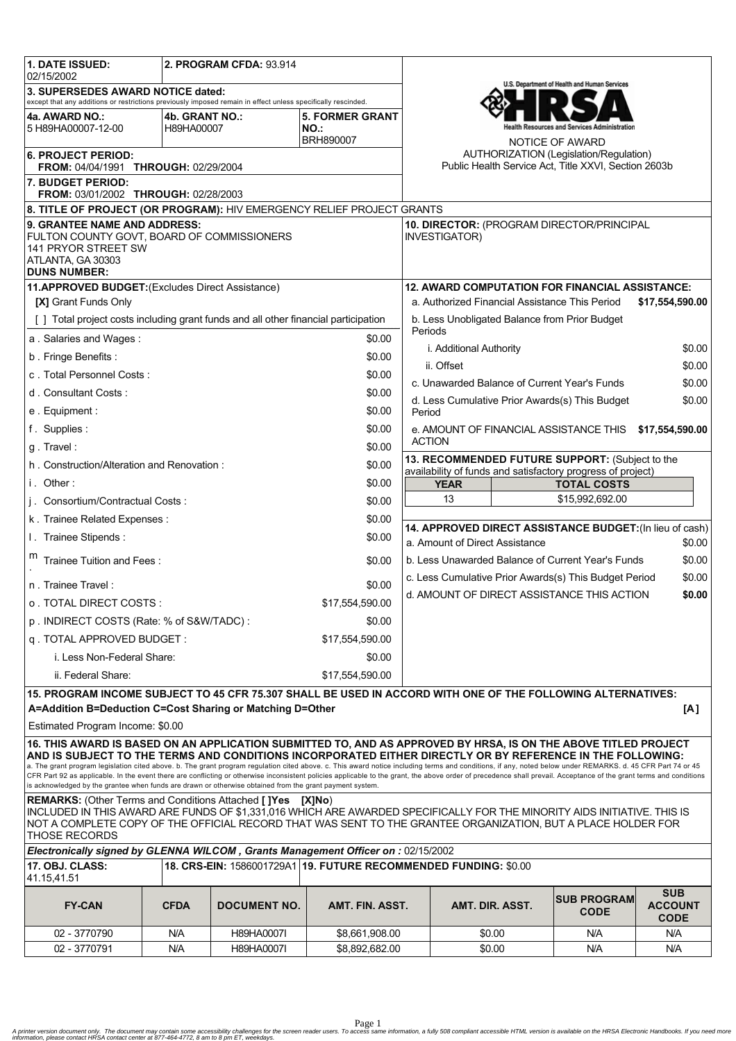**1. DATE ISSUED:** 02/15/2002

**2. PROGRAM CFDA:** 93.914

**3. SUPERSEDES AWARD NOTICE dated:**
except that any additions or restrictions previously imposed remain in effect unless specifically rescinded.

**4a. AWARD NO.:** 5 H89HA00007-12-00

**4b. GRANT NO.:** H89HA00007

**5. FORMER GRANT NO.:** BRH890007

**6. PROJECT PERIOD:**
**FROM:** 04/04/1991 **THROUGH:** 02/29/2004

**7. BUDGET PERIOD:**
**FROM:** 03/01/2002 **THROUGH:** 02/28/2003

U.S. Department of Health and Human Services
HRSA
Health Resources and Services Administration

NOTICE OF AWARD
AUTHORIZATION (Legislation/Regulation)
Public Health Service Act, Title XXVI, Section 2603b

**8. TITLE OF PROJECT (OR PROGRAM):** HIV EMERGENCY RELIEF PROJECT GRANTS

**9. GRANTEE NAME AND ADDRESS:**
FULTON COUNTY GOVT, BOARD OF COMMISSIONERS
141 PRYOR STREET SW
ATLANTA, GA 30303
**DUNS NUMBER:**

**10. DIRECTOR:** (PROGRAM DIRECTOR/PRINCIPAL INVESTIGATOR)

**11.APPROVED BUDGET:**(Excludes Direct Assistance)

**[X]** Grant Funds Only

[ ] Total project costs including grant funds and all other financial participation

| | |
|---|---|
| a . Salaries and Wages : | $0.00 |
| b . Fringe Benefits : | $0.00 |
| c . Total Personnel Costs : | $0.00 |
| d . Consultant Costs : | $0.00 |
| e . Equipment : | $0.00 |
| f . Supplies : | $0.00 |
| g . Travel : | $0.00 |
| h . Construction/Alteration and Renovation : | $0.00 |
| i . Other : | $0.00 |
| j . Consortium/Contractual Costs : | $0.00 |
| k . Trainee Related Expenses : | $0.00 |
| l . Trainee Stipends : | $0.00 |
| m . Trainee Tuition and Fees : | $0.00 |
| n . Trainee Travel : | $0.00 |
| o . TOTAL DIRECT COSTS : | $17,554,590.00 |
| p . INDIRECT COSTS (Rate: % of S&W/TADC) : | $0.00 |
| q . TOTAL APPROVED BUDGET : | $17,554,590.00 |
| i. Less Non-Federal Share: | $0.00 |
| ii. Federal Share: | $17,554,590.00 |

**12. AWARD COMPUTATION FOR FINANCIAL ASSISTANCE:**

| | |
|---|---|
| a. Authorized Financial Assistance This Period | **$17,554,590.00** |
| b. Less Unobligated Balance from Prior Budget Periods | |
| i. Additional Authority | $0.00 |
| ii. Offset | $0.00 |
| c. Unawarded Balance of Current Year's Funds | $0.00 |
| d. Less Cumulative Prior Awards(s) This Budget Period | $0.00 |
| e. AMOUNT OF FINANCIAL ASSISTANCE THIS ACTION | **$17,554,590.00** |

**13. RECOMMENDED FUTURE SUPPORT:** (Subject to the availability of funds and satisfactory progress of project)

| YEAR | TOTAL COSTS |
|---|---|
| 13 | $15,992,692.00 |

**14. APPROVED DIRECT ASSISTANCE BUDGET:**(In lieu of cash)

| | |
|---|---|
| a. Amount of Direct Assistance | $0.00 |
| b. Less Unawarded Balance of Current Year's Funds | $0.00 |
| c. Less Cumulative Prior Awards(s) This Budget Period | $0.00 |
| d. AMOUNT OF DIRECT ASSISTANCE THIS ACTION | **$0.00** |

**15. PROGRAM INCOME SUBJECT TO 45 CFR 75.307 SHALL BE USED IN ACCORD WITH ONE OF THE FOLLOWING ALTERNATIVES:**
**A=Addition B=Deduction C=Cost Sharing or Matching D=Other** **[A]**

Estimated Program Income: $0.00

**16. THIS AWARD IS BASED ON AN APPLICATION SUBMITTED TO, AND AS APPROVED BY HRSA, IS ON THE ABOVE TITLED PROJECT AND IS SUBJECT TO THE TERMS AND CONDITIONS INCORPORATED EITHER DIRECTLY OR BY REFERENCE IN THE FOLLOWING:**
a. The grant program legislation cited above. b. The grant program regulation cited above. c. This award notice including terms and conditions, if any, noted below under REMARKS. d. 45 CFR Part 74 or 45 CFR Part 92 as applicable. In the event there are conflicting or otherwise inconsistent policies applicable to the grant, the above order of precedence shall prevail. Acceptance of the grant terms and conditions is acknowledged by the grantee when funds are drawn or otherwise obtained from the grant payment system.

**REMARKS:** (Other Terms and Conditions Attached **[ ]Yes** **[X]No**)
INCLUDED IN THIS AWARD ARE FUNDS OF $1,331,016 WHICH ARE AWARDED SPECIFICALLY FOR THE MINORITY AIDS INITIATIVE. THIS IS NOT A COMPLETE COPY OF THE OFFICIAL RECORD THAT WAS SENT TO THE GRANTEE ORGANIZATION, BUT A PLACE HOLDER FOR THOSE RECORDS

***Electronically signed by GLENNA WILCOM , Grants Management Officer on :*** 02/15/2002

**17. OBJ. CLASS:** 41.15,41.51

**18. CRS-EIN:** 1586001729A1

**19. FUTURE RECOMMENDED FUNDING:** $0.00

| FY-CAN | CFDA | DOCUMENT NO. | AMT. FIN. ASST. | AMT. DIR. ASST. | SUB PROGRAM CODE | SUB ACCOUNT CODE |
|---|---|---|---|---|---|---|
| 02 - 3770790 | N/A | H89HA0007I | $8,661,908.00 | $0.00 | N/A | N/A |
| 02 - 3770791 | N/A | H89HA0007I | $8,892,682.00 | $0.00 | N/A | N/A |

*A printer version document only. The document may contain some accessibility challenges for the screen reader users. To access same information, a fully 508 compliant accessible HTML version is available on the HRSA Electronic Handbooks. If you need more information, please contact HRSA contact center at 877-464-4772, 8 am to 8 pm ET, weekdays.*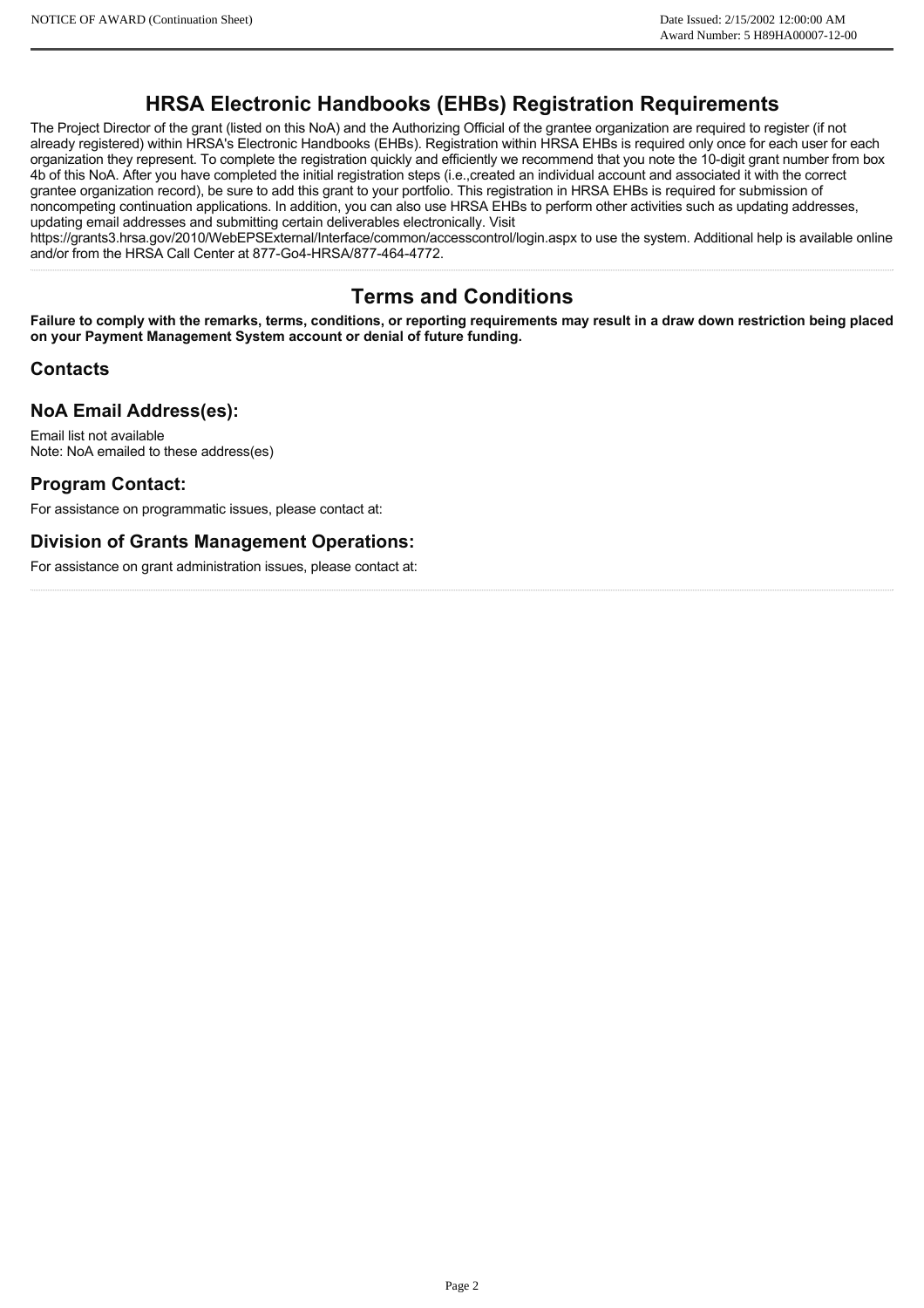## HRSA Electronic Handbooks (EHBs) Registration Requirements

The Project Director of the grant (listed on this NoA) and the Authorizing Official of the grantee organization are required to register (if not already registered) within HRSA's Electronic Handbooks (EHBs). Registration within HRSA EHBs is required only once for each user for each organization they represent. To complete the registration quickly and efficiently we recommend that you note the 10-digit grant number from box 4b of this NoA. After you have completed the initial registration steps (i.e.,created an individual account and associated it with the correct grantee organization record), be sure to add this grant to your portfolio. This registration in HRSA EHBs is required for submission of noncompeting continuation applications. In addition, you can also use HRSA EHBs to perform other activities such as updating addresses, updating email addresses and submitting certain deliverables electronically. Visit https://grants3.hrsa.gov/2010/WebEPSExternal/Interface/common/accesscontrol/login.aspx to use the system. Additional help is available online and/or from the HRSA Call Center at 877-Go4-HRSA/877-464-4772.

## Terms and Conditions

**Failure to comply with the remarks, terms, conditions, or reporting requirements may result in a draw down restriction being placed on your Payment Management System account or denial of future funding.**

### Contacts

### NoA Email Address(es):

Email list not available
Note: NoA emailed to these address(es)

### Program Contact:

For assistance on programmatic issues, please contact at:

### Division of Grants Management Operations:

For assistance on grant administration issues, please contact at: